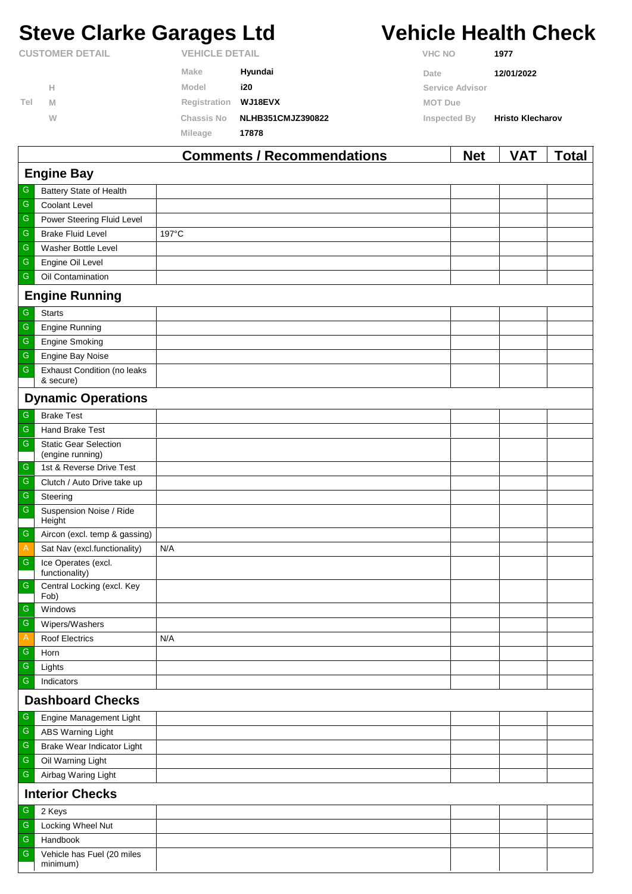# Steve Clarke Garages Ltd

# Vehicle Health Check

| CUSTOMER DETAIL | | VEHICLE DETAIL | | | |
|---|---|---|---|---|---|
| | | Make | Hyundai | VHC NO | 1977 |
| | H | Model | i20 | Date | 12/01/2022 |
| Tel | M | Registration | WJ18EVX | Service Advisor | |
| | W | Chassis No | NLHB351CMJZ390822 | MOT Due | |
| | | Mileage | 17878 | Inspected By | Hristo Klecharov |

| | | Comments / Recommendations | Net | VAT | Total |
|---|---|---|---|---|---|
| **Engine Bay** | | | | | |
| G | Battery State of Health | | | | |
| G | Coolant Level | | | | |
| G | Power Steering Fluid Level | | | | |
| G | Brake Fluid Level | 197°C | | | |
| G | Washer Bottle Level | | | | |
| G | Engine Oil Level | | | | |
| G | Oil Contamination | | | | |
| **Engine Running** | | | | | |
| G | Starts | | | | |
| G | Engine Running | | | | |
| G | Engine Smoking | | | | |
| G | Engine Bay Noise | | | | |
| G | Exhaust Condition (no leaks & secure) | | | | |
| **Dynamic Operations** | | | | | |
| G | Brake Test | | | | |
| G | Hand Brake Test | | | | |
| G | Static Gear Selection (engine running) | | | | |
| G | 1st & Reverse Drive Test | | | | |
| G | Clutch / Auto Drive take up | | | | |
| G | Steering | | | | |
| G | Suspension Noise / Ride Height | | | | |
| G | Aircon (excl. temp & gassing) | | | | |
| A | Sat Nav (excl.functionality) | N/A | | | |
| G | Ice Operates (excl. functionality) | | | | |
| G | Central Locking (excl. Key Fob) | | | | |
| G | Windows | | | | |
| G | Wipers/Washers | | | | |
| A | Roof Electrics | N/A | | | |
| G | Horn | | | | |
| G | Lights | | | | |
| G | Indicators | | | | |
| **Dashboard Checks** | | | | | |
| G | Engine Management Light | | | | |
| G | ABS Warning Light | | | | |
| G | Brake Wear Indicator Light | | | | |
| G | Oil Warning Light | | | | |
| G | Airbag Waring Light | | | | |
| **Interior Checks** | | | | | |
| G | 2 Keys | | | | |
| G | Locking Wheel Nut | | | | |
| G | Handbook | | | | |
| G | Vehicle has Fuel (20 miles minimum) | | | | |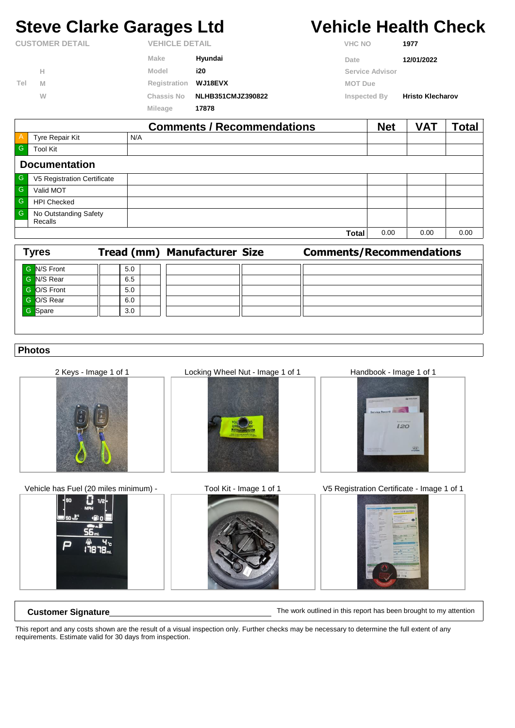# Steve Clarke Garages Ltd

# Vehicle Health Check

| CUSTOMER DETAIL | | VEHICLE DETAIL | | | |
|---|---|---|---|---|---|
| | | Make | Hyundai | VHC NO | 1977 |
| | H | Model | i20 | Date | 12/01/2022 |
| Tel | M | Registration | WJ18EVX | Service Advisor | |
| | W | Chassis No | NLHB351CMJZ390822 | MOT Due | |
| | | Mileage | 17878 | Inspected By | Hristo Klecharov |

| | | Comments / Recommendations | Net | VAT | Total |
|---|---|---|---|---|---|
| A | Tyre Repair Kit | N/A | | | |
| G | Tool Kit | | | | |
| **Documentation** | | | | | |
| G | V5 Registration Certificate | | | | |
| G | Valid MOT | | | | |
| G | HPI Checked | | | | |
| G | No Outstanding Safety Recalls | | | | |
| | | **Total** | 0.00 | 0.00 | 0.00 |

| | Tyres | Tread (mm) | | | Manufacturer | Size | Comments/Recommendations |
|---|---|---|---|---|---|---|---|
| G | N/S Front | | 5.0 | | | | |
| G | N/S Rear | | 6.5 | | | | |
| G | O/S Front | | 5.0 | | | | |
| G | O/S Rear | | 6.0 | | | | |
| G | Spare | | 3.0 | | | | |

## Photos

2 Keys - Image 1 of 1

Locking Wheel Nut - Image 1 of 1

Handbook - Image 1 of 1

Vehicle has Fuel (20 miles minimum) -

Tool Kit - Image 1 of 1

V5 Registration Certificate - Image 1 of 1

**Customer Signature**\_\_\_\_\_\_\_\_\_\_\_\_\_\_\_\_\_\_\_\_\_\_\_\_\_\_\_\_\_\_\_\_\_\_\_\_\_\_\_\_ The work outlined in this report has been brought to my attention

This report and any costs shown are the result of a visual inspection only. Further checks may be necessary to determine the full extent of any requirements. Estimate valid for 30 days from inspection.